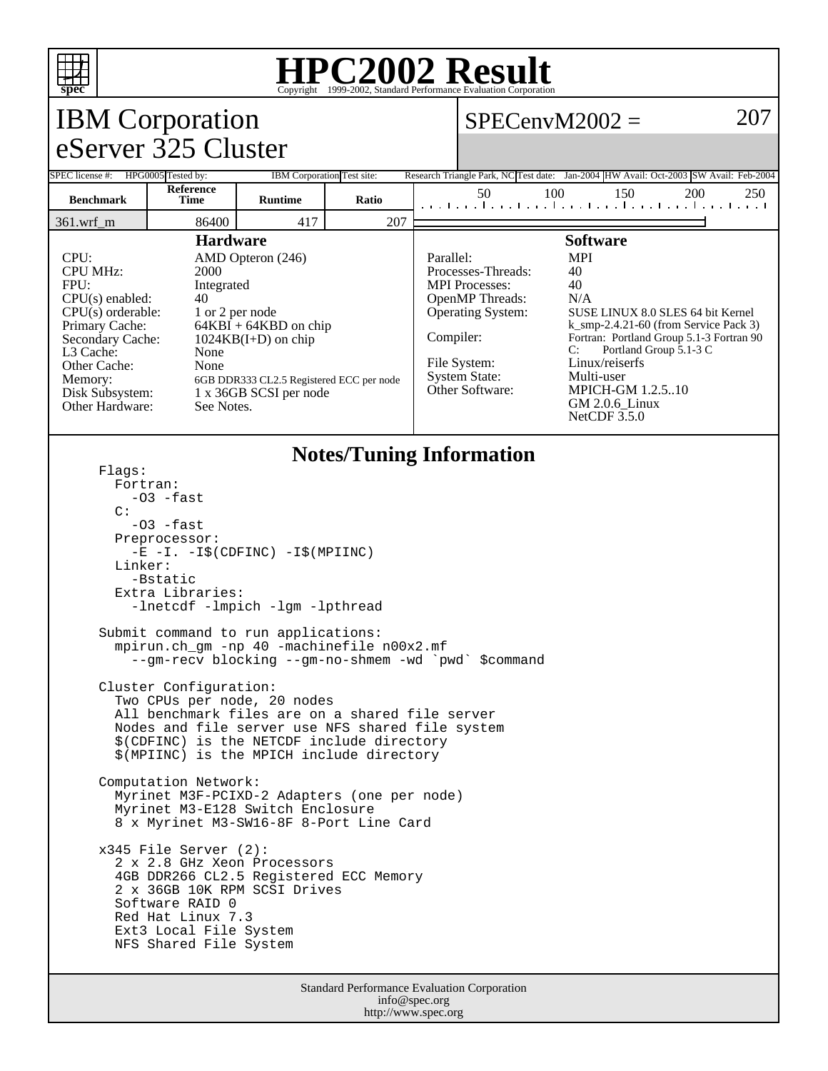# HPC2002 Result

Copyright 1999-2002, Standard Performance Evaluation Corporation

## IBM Corporation
## eServer 325 Cluster

**SPECenvM2002 = 207**

| SPEC license #: | HPG0005 | Tested by: | IBM Corporation | Test site: | Research Triangle Park, NC | Test date: | Jan-2004 | HW Avail: | Oct-2003 | SW Avail: | Feb-2004 |
|---|---|---|---|---|---|---|---|---|---|---|---|

| Benchmark | Reference Time | Runtime | Ratio |
|---|---|---|---|
| 361.wrf_m | 86400 | 417 | 207 |

### Hardware

| | |
|---|---|
| CPU: | AMD Opteron (246) |
| CPU MHz: | 2000 |
| FPU: | Integrated |
| CPU(s) enabled: | 40 |
| CPU(s) orderable: | 1 or 2 per node |
| Primary Cache: | 64KBI + 64KBD on chip |
| Secondary Cache: | 1024KB(I+D) on chip |
| L3 Cache: | None |
| Other Cache: | None |
| Memory: | 6GB DDR333 CL2.5 Registered ECC per node |
| Disk Subsystem: | 1 x 36GB SCSI per node |
| Other Hardware: | See Notes. |

### Software

| | |
|---|---|
| Parallel: | MPI |
| Processes-Threads: | 40 |
| MPI Processes: | 40 |
| OpenMP Threads: | N/A |
| Operating System: | SUSE LINUX 8.0 SLES 64 bit Kernel k_smp-2.4.21-60 (from Service Pack 3) |
| Compiler: | Fortran: Portland Group 5.1-3 Fortran 90<br>C: Portland Group 5.1-3 C |
| File System: | Linux/reiserfs |
| System State: | Multi-user |
| Other Software: | MPICH-GM 1.2.5..10<br>GM 2.0.6_Linux<br>NetCDF 3.5.0 |

### Notes/Tuning Information

```
Flags:
  Fortran:
    -O3 -fast
  C:
    -O3 -fast
  Preprocessor:
    -E -I. -I$(CDFINC) -I$(MPIINC)
  Linker:
    -Bstatic
  Extra Libraries:
    -lnetcdf -lmpich -lgm -lpthread

Submit command to run applications:
  mpirun.ch_gm -np 40 -machinefile n00x2.mf
    --gm-recv blocking --gm-no-shmem -wd `pwd` $command

Cluster Configuration:
  Two CPUs per node, 20 nodes
  All benchmark files are on a shared file server
  Nodes and file server use NFS shared file system
  $(CDFINC) is the NETCDF include directory
  $(MPIINC) is the MPICH include directory

Computation Network:
  Myrinet M3F-PCIXD-2 Adapters (one per node)
  Myrinet M3-E128 Switch Enclosure
  8 x Myrinet M3-SW16-8F 8-Port Line Card

x345 File Server (2):
  2 x 2.8 GHz Xeon Processors
  4GB DDR266 CL2.5 Registered ECC Memory
  2 x 36GB 10K RPM SCSI Drives
  Software RAID 0
  Red Hat Linux 7.3
  Ext3 Local File System
  NFS Shared File System
```

Standard Performance Evaluation Corporation
info@spec.org
http://www.spec.org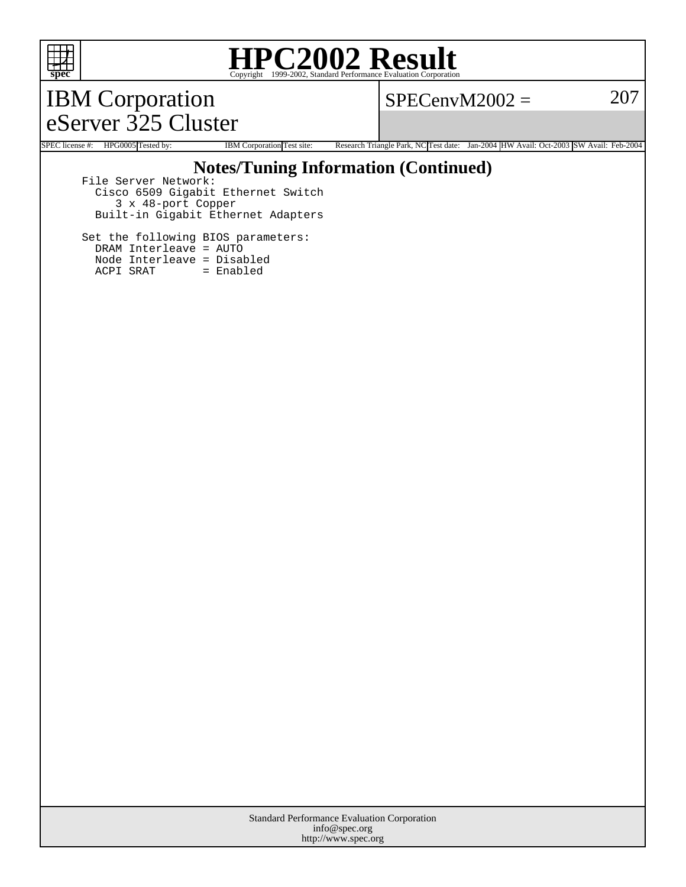# HPC2002 Result

Copyright 1999-2002, Standard Performance Evaluation Corporation

## IBM Corporation
## eServer 325 Cluster

SPECenvM2002 = 207

| SPEC license #: | HPG0005 | Tested by: | IBM Corporation | Test site: | Research Triangle Park, NC | Test date: | Jan-2004 | HW Avail: | Oct-2003 | SW Avail: | Feb-2004 |
|---|---|---|---|---|---|---|---|---|---|---|---|

### Notes/Tuning Information (Continued)

```
File Server Network:
  Cisco 6509 Gigabit Ethernet Switch
     3 x 48-port Copper
  Built-in Gigabit Ethernet Adapters

Set the following BIOS parameters:
  DRAM Interleave = AUTO
  Node Interleave = Disabled
  ACPI SRAT       = Enabled
```